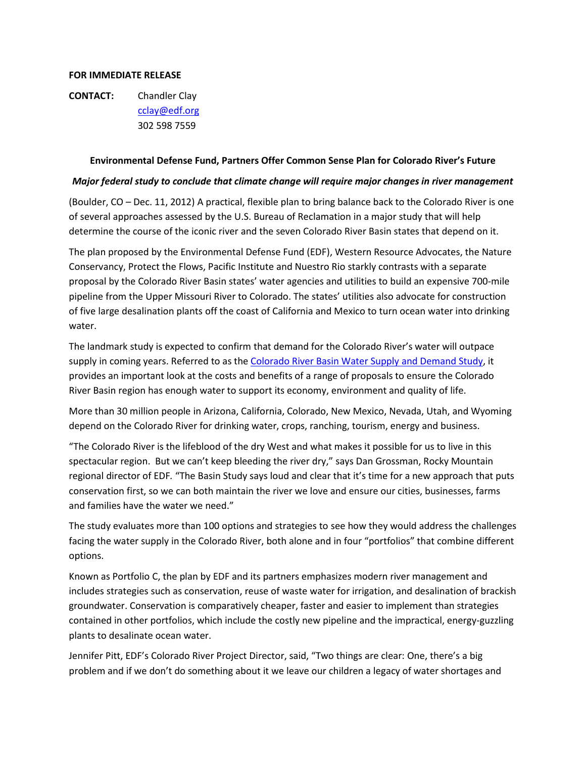**FOR IMMEDIATE RELEASE**

**CONTACT:** Chandler Clay
cclay@edf.org
302 598 7559

**Environmental Defense Fund, Partners Offer Common Sense Plan for Colorado River's Future**

***Major federal study to conclude that climate change will require major changes in river management***

(Boulder, CO – Dec. 11, 2012) A practical, flexible plan to bring balance back to the Colorado River is one of several approaches assessed by the U.S. Bureau of Reclamation in a major study that will help determine the course of the iconic river and the seven Colorado River Basin states that depend on it.

The plan proposed by the Environmental Defense Fund (EDF), Western Resource Advocates, the Nature Conservancy, Protect the Flows, Pacific Institute and Nuestro Rio starkly contrasts with a separate proposal by the Colorado River Basin states' water agencies and utilities to build an expensive 700-mile pipeline from the Upper Missouri River to Colorado. The states' utilities also advocate for construction of five large desalination plants off the coast of California and Mexico to turn ocean water into drinking water.

The landmark study is expected to confirm that demand for the Colorado River's water will outpace supply in coming years. Referred to as the [Colorado River Basin Water Supply and Demand Study](), it provides an important look at the costs and benefits of a range of proposals to ensure the Colorado River Basin region has enough water to support its economy, environment and quality of life.

More than 30 million people in Arizona, California, Colorado, New Mexico, Nevada, Utah, and Wyoming depend on the Colorado River for drinking water, crops, ranching, tourism, energy and business.

"The Colorado River is the lifeblood of the dry West and what makes it possible for us to live in this spectacular region. But we can't keep bleeding the river dry," says Dan Grossman, Rocky Mountain regional director of EDF. "The Basin Study says loud and clear that it's time for a new approach that puts conservation first, so we can both maintain the river we love and ensure our cities, businesses, farms and families have the water we need."

The study evaluates more than 100 options and strategies to see how they would address the challenges facing the water supply in the Colorado River, both alone and in four "portfolios" that combine different options.

Known as Portfolio C, the plan by EDF and its partners emphasizes modern river management and includes strategies such as conservation, reuse of waste water for irrigation, and desalination of brackish groundwater. Conservation is comparatively cheaper, faster and easier to implement than strategies contained in other portfolios, which include the costly new pipeline and the impractical, energy-guzzling plants to desalinate ocean water.

Jennifer Pitt, EDF's Colorado River Project Director, said, "Two things are clear: One, there's a big problem and if we don't do something about it we leave our children a legacy of water shortages and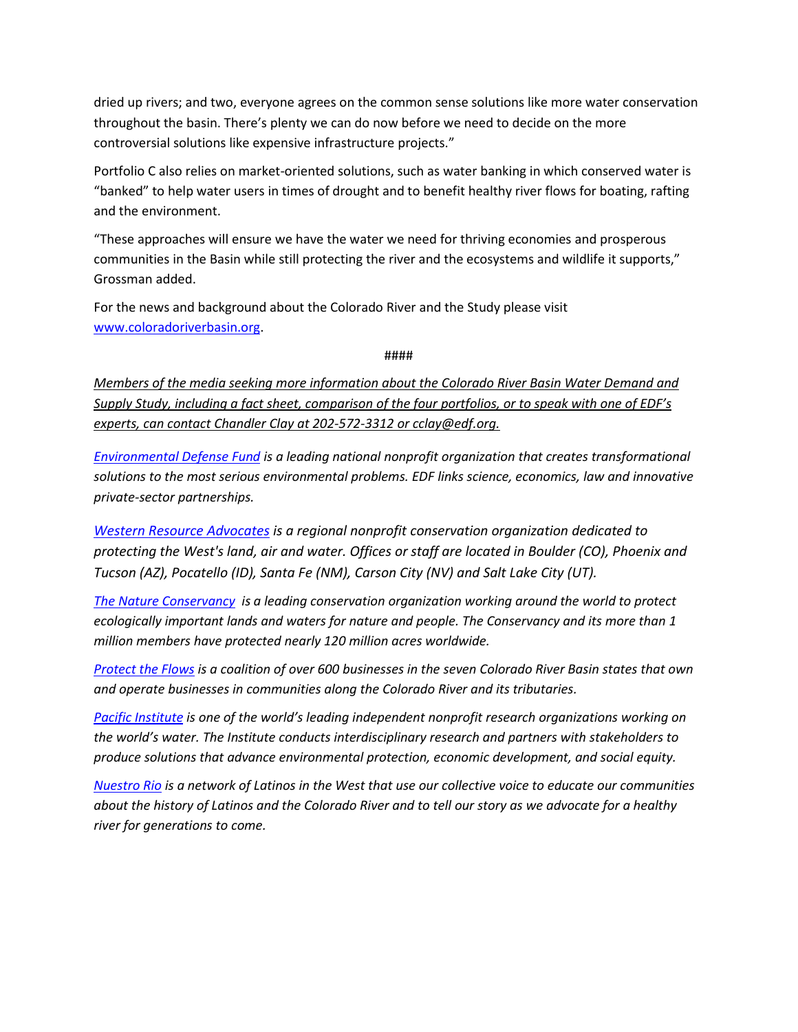dried up rivers; and two, everyone agrees on the common sense solutions like more water conservation throughout the basin. There's plenty we can do now before we need to decide on the more controversial solutions like expensive infrastructure projects."

Portfolio C also relies on market-oriented solutions, such as water banking in which conserved water is "banked" to help water users in times of drought and to benefit healthy river flows for boating, rafting and the environment.

"These approaches will ensure we have the water we need for thriving economies and prosperous communities in the Basin while still protecting the river and the ecosystems and wildlife it supports," Grossman added.

For the news and background about the Colorado River and the Study please visit [www.coloradoriverbasin.org](www.coloradoriverbasin.org).

####

*Members of the media seeking more information about the Colorado River Basin Water Demand and Supply Study, including a fact sheet, comparison of the four portfolios, or to speak with one of EDF's experts, can contact Chandler Clay at 202-572-3312 or cclay@edf.org.*

*Environmental Defense Fund is a leading national nonprofit organization that creates transformational solutions to the most serious environmental problems. EDF links science, economics, law and innovative private-sector partnerships.*

*Western Resource Advocates is a regional nonprofit conservation organization dedicated to protecting the West's land, air and water. Offices or staff are located in Boulder (CO), Phoenix and Tucson (AZ), Pocatello (ID), Santa Fe (NM), Carson City (NV) and Salt Lake City (UT).*

*The Nature Conservancy is a leading conservation organization working around the world to protect ecologically important lands and waters for nature and people. The Conservancy and its more than 1 million members have protected nearly 120 million acres worldwide.*

*Protect the Flows is a coalition of over 600 businesses in the seven Colorado River Basin states that own and operate businesses in communities along the Colorado River and its tributaries.*

*Pacific Institute is one of the world's leading independent nonprofit research organizations working on the world's water. The Institute conducts interdisciplinary research and partners with stakeholders to produce solutions that advance environmental protection, economic development, and social equity.*

*Nuestro Rio is a network of Latinos in the West that use our collective voice to educate our communities about the history of Latinos and the Colorado River and to tell our story as we advocate for a healthy river for generations to come.*